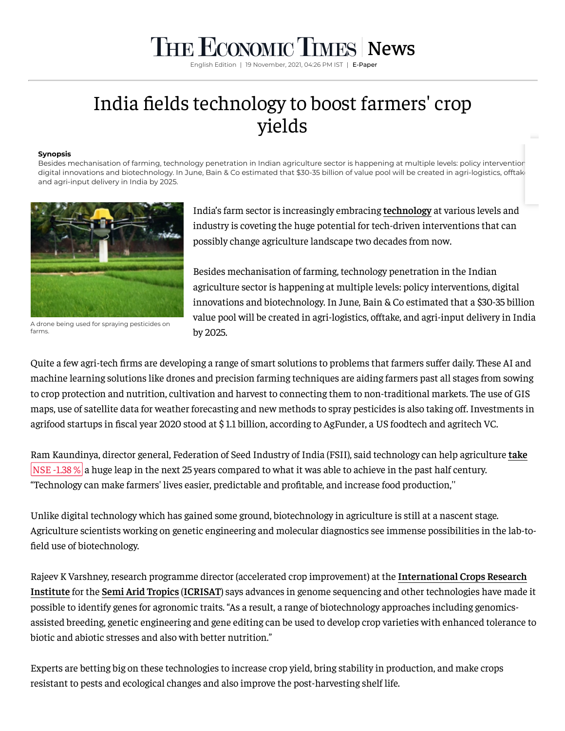# India fields technology to boost farmers' crop yields

**Synopsis**

Besides mechanisation of farming, technology penetration in Indian agriculture sector is happening at multiple levels: policy intervention digital innovations and biotechnology. In June, Bain & Co estimated that $30-35 billion of value pool will be created in agri-logistics, offtake and agri-input delivery in India by 2025.

A drone being used for spraying pesticides on farms.

India's farm sector is increasingly embracing technology at various levels and industry is coveting the huge potential for tech-driven interventions that can possibly change agriculture landscape two decades from now.

Besides mechanisation of farming, technology penetration in the Indian agriculture sector is happening at multiple levels: policy interventions, digital innovations and biotechnology. In June, Bain & Co estimated that a $30-35 billion value pool will be created in agri-logistics, offtake, and agri-input delivery in India by 2025.

Quite a few agri-tech firms are developing a range of smart solutions to problems that farmers suffer daily. These AI and machine learning solutions like drones and precision farming techniques are aiding farmers past all stages from sowing to crop protection and nutrition, cultivation and harvest to connecting them to non-traditional markets. The use of GIS maps, use of satellite data for weather forecasting and new methods to spray pesticides is also taking off. Investments in agrifood startups in fiscal year 2020 stood at $ 1.1 billion, according to AgFunder, a US foodtech and agritech VC.

Ram Kaundinya, director general, Federation of Seed Industry of India (FSII), said technology can help agriculture take NSE -1.38 % a huge leap in the next 25 years compared to what it was able to achieve in the past half century. "Technology can make farmers' lives easier, predictable and profitable, and increase food production,''

Unlike digital technology which has gained some ground, biotechnology in agriculture is still at a nascent stage. Agriculture scientists working on genetic engineering and molecular diagnostics see immense possibilities in the lab-to-field use of biotechnology.

Rajeev K Varshney, research programme director (accelerated crop improvement) at the International Crops Research Institute for the Semi Arid Tropics (ICRISAT) says advances in genome sequencing and other technologies have made it possible to identify genes for agronomic traits. "As a result, a range of biotechnology approaches including genomics-assisted breeding, genetic engineering and gene editing can be used to develop crop varieties with enhanced tolerance to biotic and abiotic stresses and also with better nutrition."

Experts are betting big on these technologies to increase crop yield, bring stability in production, and make crops resistant to pests and ecological changes and also improve the post-harvesting shelf life.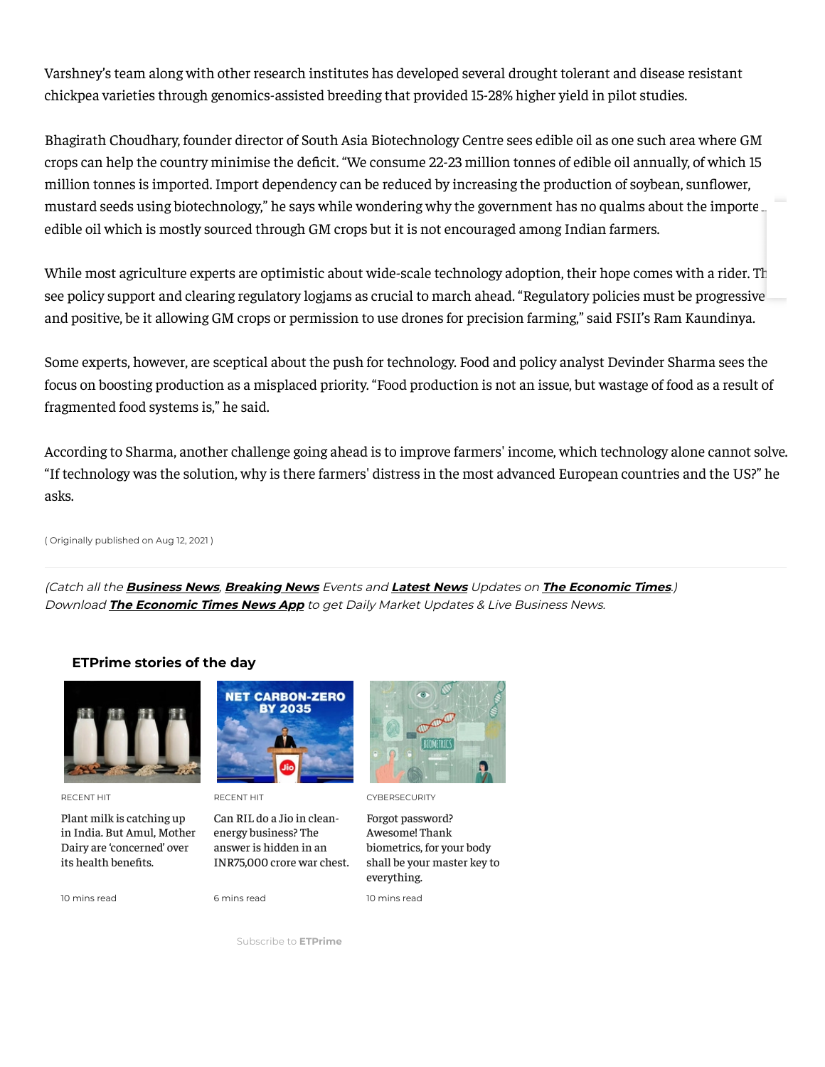Varshney's team along with other research institutes has developed several drought tolerant and disease resistant chickpea varieties through genomics-assisted breeding that provided 15-28% higher yield in pilot studies.

Bhagirath Choudhary, founder director of South Asia Biotechnology Centre sees edible oil as one such area where GM crops can help the country minimise the deficit. "We consume 22-23 million tonnes of edible oil annually, of which 15 million tonnes is imported. Import dependency can be reduced by increasing the production of soybean, sunflower, mustard seeds using biotechnology," he says while wondering why the government has no qualms about the imported edible oil which is mostly sourced through GM crops but it is not encouraged among Indian farmers.

While most agriculture experts are optimistic about wide-scale technology adoption, their hope comes with a rider. They see policy support and clearing regulatory logjams as crucial to march ahead. "Regulatory policies must be progressive and positive, be it allowing GM crops or permission to use drones for precision farming," said FSII's Ram Kaundinya.

Some experts, however, are sceptical about the push for technology. Food and policy analyst Devinder Sharma sees the focus on boosting production as a misplaced priority. "Food production is not an issue, but wastage of food as a result of fragmented food systems is," he said.

According to Sharma, another challenge going ahead is to improve farmers' income, which technology alone cannot solve. "If technology was the solution, why is there farmers' distress in the most advanced European countries and the US?" he asks.

( Originally published on Aug 12, 2021 )

*(Catch all the **Business News**, **Breaking News** Events and **Latest News** Updates on **The Economic Times**.)*
*Download **The Economic Times News App** to get Daily Market Updates & Live Business News.*

### ETPrime stories of the day

RECENT HIT

Plant milk is catching up in India. But Amul, Mother Dairy are 'concerned' over its health benefits.

10 mins read

RECENT HIT

Can RIL do a Jio in clean-energy business? The answer is hidden in an INR75,000 crore war chest.

6 mins read

CYBERSECURITY

Forgot password? Awesome! Thank biometrics, for your body shall be your master key to everything.

10 mins read

Subscribe to **ETPrime**